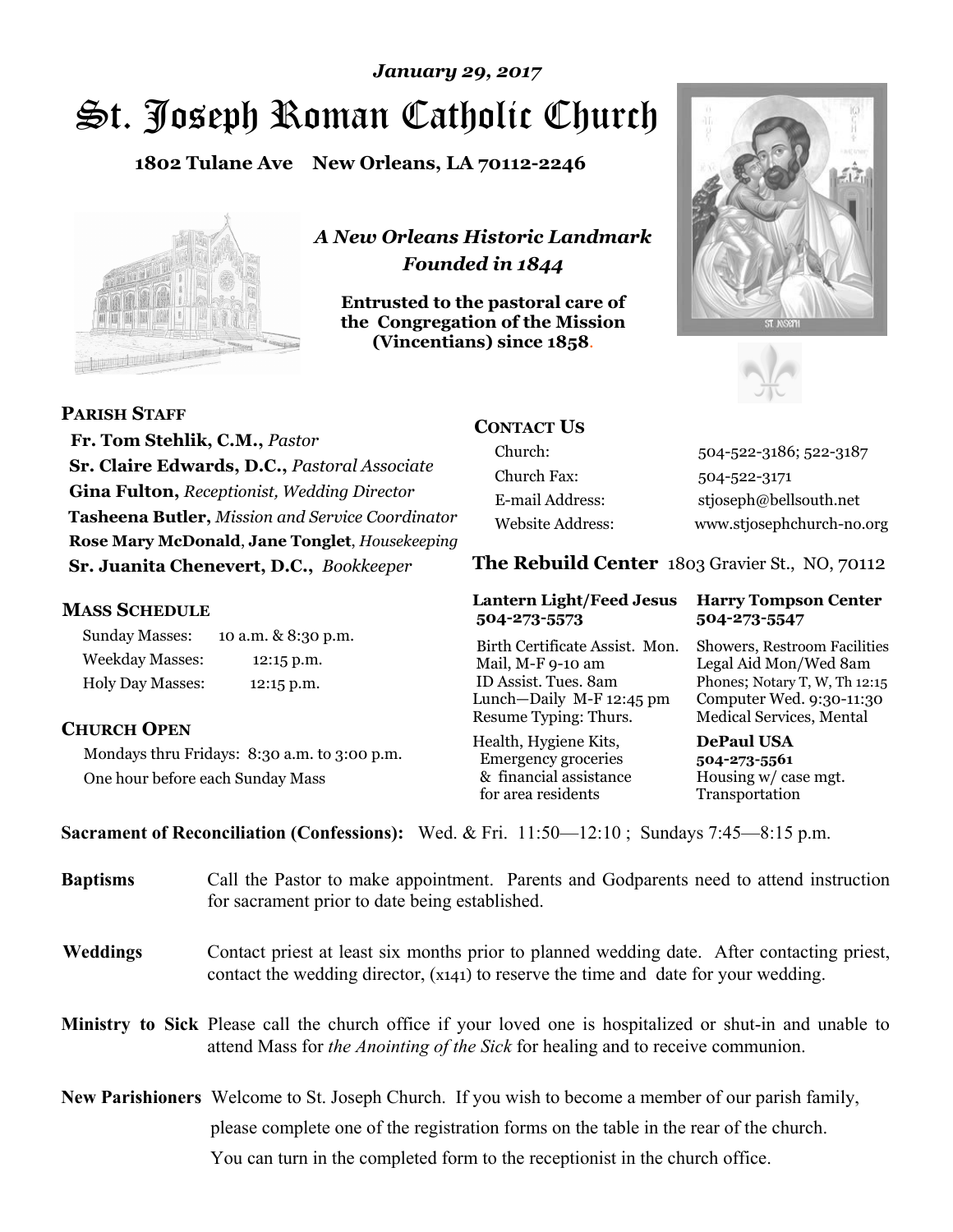*January 29, 2017*

# St. Joseph Roman Catholic Church

**1802 Tulane Ave New Orleans, LA 70112-2246**

*A New Orleans Historic Landmark*
*Founded in 1844*

**Entrusted to the pastoral care of the Congregation of the Mission (Vincentians) since 1858.**

## PARISH STAFF

**Fr. Tom Stehlik, C.M.,** *Pastor*
**Sr. Claire Edwards, D.C.,** *Pastoral Associate*
**Gina Fulton,** *Receptionist, Wedding Director*
**Tasheena Butler,** *Mission and Service Coordinator*
**Rose Mary McDonald**, **Jane Tonglet**, *Housekeeping*
**Sr. Juanita Chenevert, D.C.,** *Bookkeeper*

## MASS SCHEDULE

| | |
|---|---|
| Sunday Masses: | 10 a.m. & 8:30 p.m. |
| Weekday Masses: | 12:15 p.m. |
| Holy Day Masses: | 12:15 p.m. |

## CHURCH OPEN

Mondays thru Fridays: 8:30 a.m. to 3:00 p.m.
One hour before each Sunday Mass

## CONTACT US

| | |
|---|---|
| Church: | 504-522-3186; 522-3187 |
| Church Fax: | 504-522-3171 |
| E-mail Address: | stjoseph@bellsouth.net |
| Website Address: | www.stjosephchurch-no.org |

## The Rebuild Center 1803 Gravier St., NO, 70112

**Lantern Light/Feed Jesus**
**504-273-5573**

Birth Certificate Assist. Mon.
Mail, M-F 9-10 am
ID Assist. Tues. 8am
Lunch—Daily M-F 12:45 pm
Resume Typing: Thurs.

Health, Hygiene Kits, Emergency groceries & financial assistance for area residents

**Harry Tompson Center**
**504-273-5547**

Showers, Restroom Facilities
Legal Aid Mon/Wed 8am
Phones; Notary T, W, Th 12:15
Computer Wed. 9:30-11:30
Medical Services, Mental

**DePaul USA**
**504-273-5561**
Housing w/ case mgt.
Transportation

**Sacrament of Reconciliation (Confessions):** Wed. & Fri. 11:50—12:10 ; Sundays 7:45—8:15 p.m.

**Baptisms** Call the Pastor to make appointment. Parents and Godparents need to attend instruction for sacrament prior to date being established.

**Weddings** Contact priest at least six months prior to planned wedding date. After contacting priest, contact the wedding director, (x141) to reserve the time and date for your wedding.

**Ministry to Sick** Please call the church office if your loved one is hospitalized or shut-in and unable to attend Mass for *the Anointing of the Sick* for healing and to receive communion.

**New Parishioners** Welcome to St. Joseph Church. If you wish to become a member of our parish family, please complete one of the registration forms on the table in the rear of the church. You can turn in the completed form to the receptionist in the church office.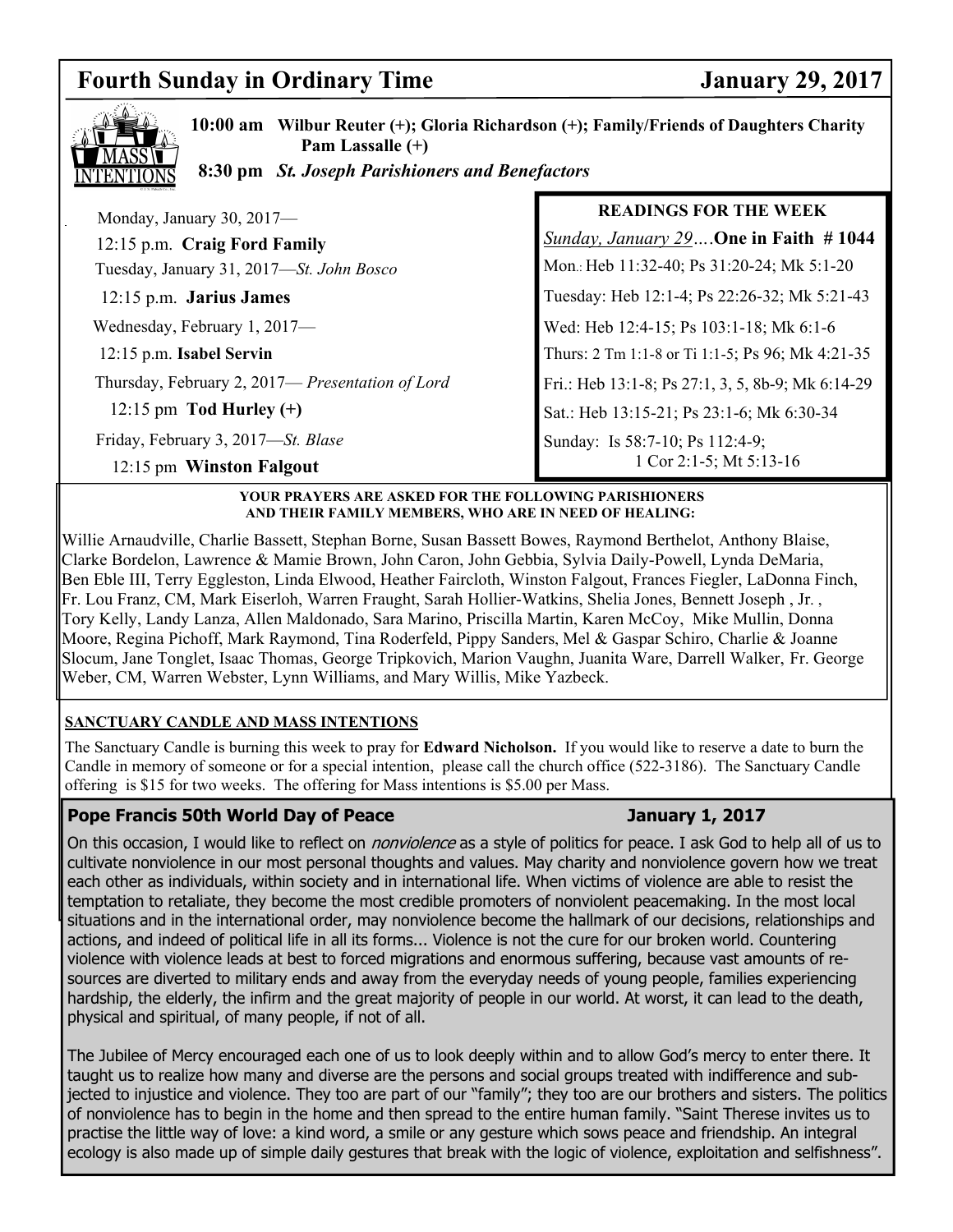# Fourth Sunday in Ordinary Time — January 29, 2017

## MASS INTENTIONS

**10:00 am** **Wilbur Reuter (+); Gloria Richardson (+); Family/Friends of Daughters Charity Pam Lassalle (+)**

**8:30 pm** ***St. Joseph Parishioners and Benefactors***

Monday, January 30, 2017—
12:15 p.m. **Craig Ford Family**

Tuesday, January 31, 2017—*St. John Bosco*
12:15 p.m. **Jarius James**

Wednesday, February 1, 2017—
12:15 p.m. **Isabel Servin**

Thursday, February 2, 2017— *Presentation of Lord*
12:15 pm **Tod Hurley (+)**

Friday, February 3, 2017—*St. Blase*
12:15 pm **Winston Falgout**

## READINGS FOR THE WEEK

*Sunday, January 29*….**One in Faith # 1044**

Mon.: Heb 11:32-40; Ps 31:20-24; Mk 5:1-20

Tuesday: Heb 12:1-4; Ps 22:26-32; Mk 5:21-43

Wed: Heb 12:4-15; Ps 103:1-18; Mk 6:1-6

Thurs: 2 Tm 1:1-8 or Ti 1:1-5; Ps 96; Mk 4:21-35

Fri.: Heb 13:1-8; Ps 27:1, 3, 5, 8b-9; Mk 6:14-29

Sat.: Heb 13:15-21; Ps 23:1-6; Mk 6:30-34

Sunday: Is 58:7-10; Ps 112:4-9; 1 Cor 2:1-5; Mt 5:13-16

**YOUR PRAYERS ARE ASKED FOR THE FOLLOWING PARISHIONERS AND THEIR FAMILY MEMBERS, WHO ARE IN NEED OF HEALING:**

Willie Arnaudville, Charlie Bassett, Stephan Borne, Susan Bassett Bowes, Raymond Berthelot, Anthony Blaise, Clarke Bordelon, Lawrence & Mamie Brown, John Caron, John Gebbia, Sylvia Daily-Powell, Lynda DeMaria, Ben Eble III, Terry Eggleston, Linda Elwood, Heather Faircloth, Winston Falgout, Frances Fiegler, LaDonna Finch, Fr. Lou Franz, CM, Mark Eiserloh, Warren Fraught, Sarah Hollier-Watkins, Shelia Jones, Bennett Joseph , Jr. , Tory Kelly, Landy Lanza, Allen Maldonado, Sara Marino, Priscilla Martin, Karen McCoy, Mike Mullin, Donna Moore, Regina Pichoff, Mark Raymond, Tina Roderfeld, Pippy Sanders, Mel & Gaspar Schiro, Charlie & Joanne Slocum, Jane Tonglet, Isaac Thomas, George Tripkovich, Marion Vaughn, Juanita Ware, Darrell Walker, Fr. George Weber, CM, Warren Webster, Lynn Williams, and Mary Willis, Mike Yazbeck.

**SANCTUARY CANDLE AND MASS INTENTIONS**

The Sanctuary Candle is burning this week to pray for **Edward Nicholson.** If you would like to reserve a date to burn the Candle in memory of someone or for a special intention, please call the church office (522-3186). The Sanctuary Candle offering is $15 for two weeks. The offering for Mass intentions is $5.00 per Mass.

**Pope Francis 50th World Day of Peace — January 1, 2017**

On this occasion, I would like to reflect on *nonviolence* as a style of politics for peace. I ask God to help all of us to cultivate nonviolence in our most personal thoughts and values. May charity and nonviolence govern how we treat each other as individuals, within society and in international life. When victims of violence are able to resist the temptation to retaliate, they become the most credible promoters of nonviolent peacemaking. In the most local situations and in the international order, may nonviolence become the hallmark of our decisions, relationships and actions, and indeed of political life in all its forms... Violence is not the cure for our broken world. Countering violence with violence leads at best to forced migrations and enormous suffering, because vast amounts of resources are diverted to military ends and away from the everyday needs of young people, families experiencing hardship, the elderly, the infirm and the great majority of people in our world. At worst, it can lead to the death, physical and spiritual, of many people, if not of all.

The Jubilee of Mercy encouraged each one of us to look deeply within and to allow God's mercy to enter there. It taught us to realize how many and diverse are the persons and social groups treated with indifference and subjected to injustice and violence. They too are part of our "family"; they too are our brothers and sisters. The politics of nonviolence has to begin in the home and then spread to the entire human family. "Saint Therese invites us to practise the little way of love: a kind word, a smile or any gesture which sows peace and friendship. An integral ecology is also made up of simple daily gestures that break with the logic of violence, exploitation and selfishness".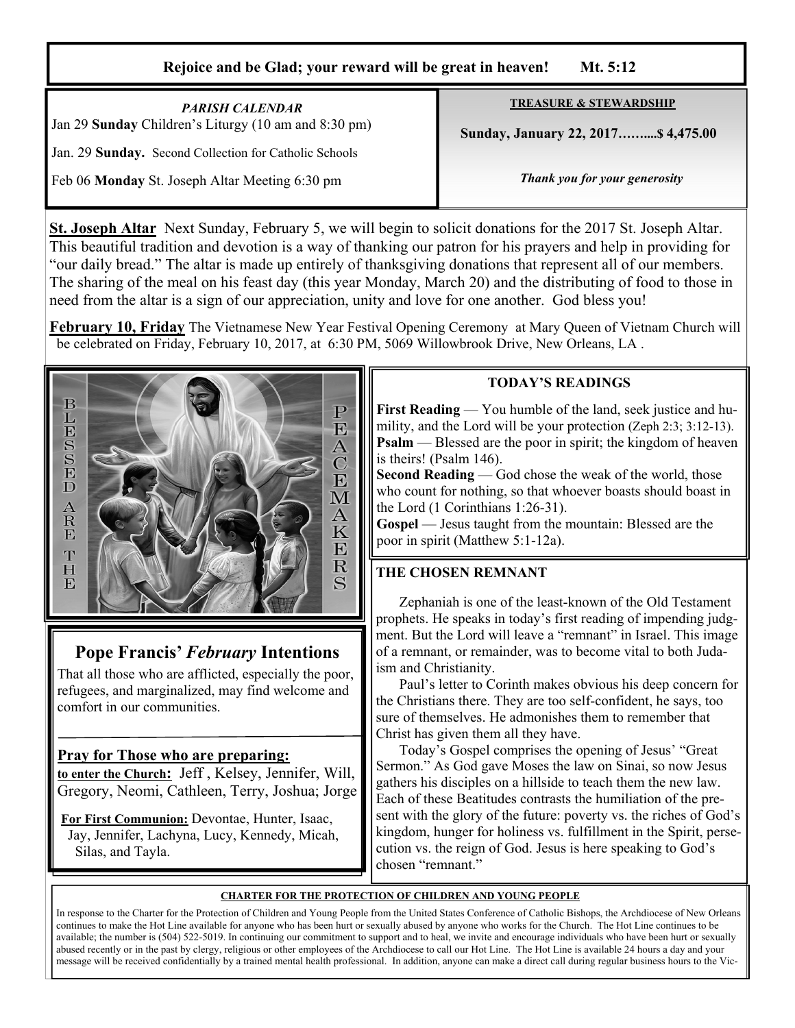**Rejoice and be Glad; your reward will be great in heaven! Mt. 5:12**

*PARISH CALENDAR*

Jan 29 **Sunday** Children's Liturgy (10 am and 8:30 pm)

Jan. 29 **Sunday.** Second Collection for Catholic Schools

Feb 06 **Monday** St. Joseph Altar Meeting 6:30 pm

**TREASURE & STEWARDSHIP**

**Sunday, January 22, 2017……....$ 4,475.00**

***Thank you for your generosity***

**St. Joseph Altar** Next Sunday, February 5, we will begin to solicit donations for the 2017 St. Joseph Altar. This beautiful tradition and devotion is a way of thanking our patron for his prayers and help in providing for "our daily bread." The altar is made up entirely of thanksgiving donations that represent all of our members. The sharing of the meal on his feast day (this year Monday, March 20) and the distributing of food to those in need from the altar is a sign of our appreciation, unity and love for one another. God bless you!

**February 10, Friday** The Vietnamese New Year Festival Opening Ceremony at Mary Queen of Vietnam Church will be celebrated on Friday, February 10, 2017, at 6:30 PM, 5069 Willowbrook Drive, New Orleans, LA .

BLESSED ARE THE PEACEMAKERS

## Pope Francis' *February* Intentions

That all those who are afflicted, especially the poor, refugees, and marginalized, may find welcome and comfort in our communities.

**Pray for Those who are preparing:**

**to enter the Church:** Jeff , Kelsey, Jennifer, Will, Gregory, Neomi, Cathleen, Terry, Joshua; Jorge

**For First Communion:** Devontae, Hunter, Isaac, Jay, Jennifer, Lachyna, Lucy, Kennedy, Micah, Silas, and Tayla.

**TODAY'S READINGS**

**First Reading** — You humble of the land, seek justice and humility, and the Lord will be your protection (Zeph 2:3; 3:12-13).
**Psalm** — Blessed are the poor in spirit; the kingdom of heaven is theirs! (Psalm 146).
**Second Reading** — God chose the weak of the world, those who count for nothing, so that whoever boasts should boast in the Lord (1 Corinthians 1:26-31).
**Gospel** — Jesus taught from the mountain: Blessed are the poor in spirit (Matthew 5:1-12a).

**THE CHOSEN REMNANT**

Zephaniah is one of the least-known of the Old Testament prophets. He speaks in today's first reading of impending judgment. But the Lord will leave a "remnant" in Israel. This image of a remnant, or remainder, was to become vital to both Judaism and Christianity.

Paul's letter to Corinth makes obvious his deep concern for the Christians there. They are too self-confident, he says, too sure of themselves. He admonishes them to remember that Christ has given them all they have.

Today's Gospel comprises the opening of Jesus' "Great Sermon." As God gave Moses the law on Sinai, so now Jesus gathers his disciples on a hillside to teach them the new law. Each of these Beatitudes contrasts the humiliation of the present with the glory of the future: poverty vs. the riches of God's kingdom, hunger for holiness vs. fulfillment in the Spirit, persecution vs. the reign of God. Jesus is here speaking to God's chosen "remnant."

**CHARTER FOR THE PROTECTION OF CHILDREN AND YOUNG PEOPLE**

In response to the Charter for the Protection of Children and Young People from the United States Conference of Catholic Bishops, the Archdiocese of New Orleans continues to make the Hot Line available for anyone who has been hurt or sexually abused by anyone who works for the Church. The Hot Line continues to be available; the number is (504) 522-5019. In continuing our commitment to support and to heal, we invite and encourage individuals who have been hurt or sexually abused recently or in the past by clergy, religious or other employees of the Archdiocese to call our Hot Line. The Hot Line is available 24 hours a day and your message will be received confidentially by a trained mental health professional. In addition, anyone can make a direct call during regular business hours to the Vic-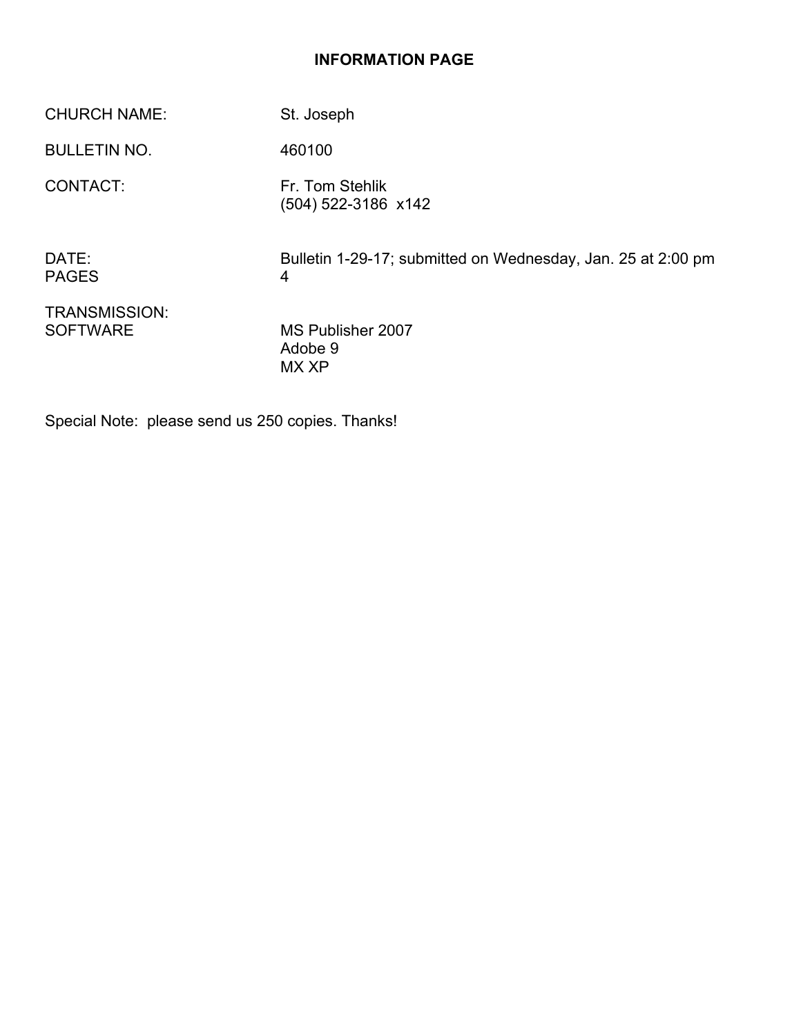**INFORMATION PAGE**

| | |
|---|---|
| CHURCH NAME: | St. Joseph |
| BULLETIN NO. | 460100 |
| CONTACT: | Fr. Tom Stehlik<br>(504) 522-3186 x142 |
| DATE: | Bulletin 1-29-17; submitted on Wednesday, Jan. 25 at 2:00 pm |
| PAGES | 4 |
| TRANSMISSION: | |
| SOFTWARE | MS Publisher 2007<br>Adobe 9<br>MX XP |

Special Note: please send us 250 copies. Thanks!